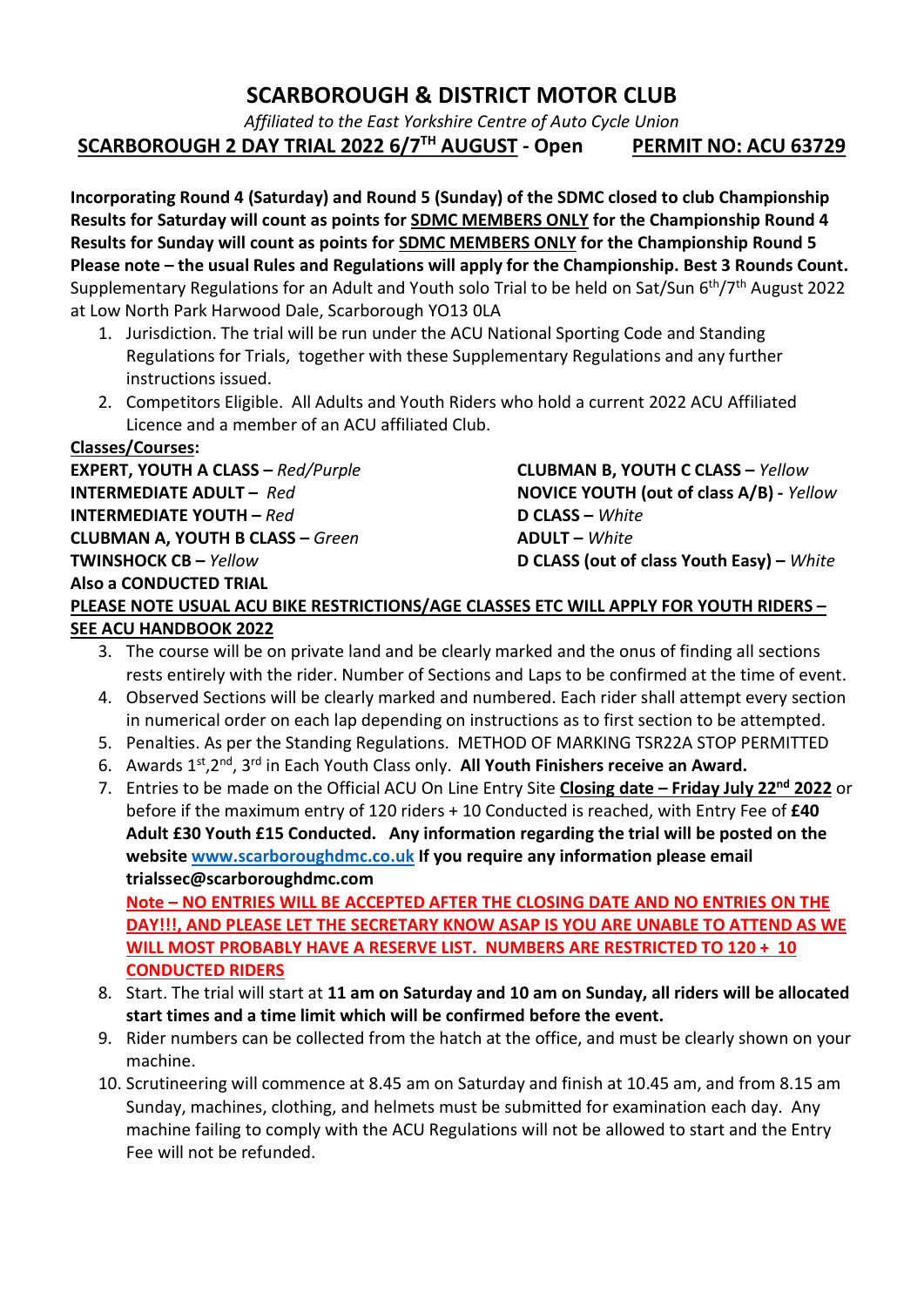# SCARBOROUGH & DISTRICT MOTOR CLUB

*Affiliated to the East Yorkshire Centre of Auto Cycle Union*

**SCARBOROUGH 2 DAY TRIAL 2022 6/7TH AUGUST - Open PERMIT NO: ACU 63729**

**Incorporating Round 4 (Saturday) and Round 5 (Sunday) of the SDMC closed to club Championship**
**Results for Saturday will count as points for SDMC MEMBERS ONLY for the Championship Round 4**
**Results for Sunday will count as points for SDMC MEMBERS ONLY for the Championship Round 5**
**Please note – the usual Rules and Regulations will apply for the Championship. Best 3 Rounds Count.**
Supplementary Regulations for an Adult and Youth solo Trial to be held on Sat/Sun 6th/7th August 2022 at Low North Park Harwood Dale, Scarborough YO13 0LA

1. Jurisdiction. The trial will be run under the ACU National Sporting Code and Standing Regulations for Trials, together with these Supplementary Regulations and any further instructions issued.
2. Competitors Eligible. All Adults and Youth Riders who hold a current 2022 ACU Affiliated Licence and a member of an ACU affiliated Club.

**Classes/Courses:**

**EXPERT, YOUTH A CLASS –** *Red/Purple*
**INTERMEDIATE ADULT –** *Red*
**INTERMEDIATE YOUTH –** *Red*
**CLUBMAN A, YOUTH B CLASS –** *Green*
**TWINSHOCK CB –** *Yellow*
**CLUBMAN B, YOUTH C CLASS –** *Yellow*
**NOVICE YOUTH (out of class A/B) -** *Yellow*
**D CLASS –** *White*
**ADULT –** *White*
**D CLASS (out of class Youth Easy) –** *White*
**Also a CONDUCTED TRIAL**

**PLEASE NOTE USUAL ACU BIKE RESTRICTIONS/AGE CLASSES ETC WILL APPLY FOR YOUTH RIDERS – SEE ACU HANDBOOK 2022**

3. The course will be on private land and be clearly marked and the onus of finding all sections rests entirely with the rider. Number of Sections and Laps to be confirmed at the time of event.
4. Observed Sections will be clearly marked and numbered. Each rider shall attempt every section in numerical order on each lap depending on instructions as to first section to be attempted.
5. Penalties. As per the Standing Regulations. METHOD OF MARKING TSR22A STOP PERMITTED
6. Awards 1st,2nd, 3rd in Each Youth Class only. **All Youth Finishers receive an Award.**
7. Entries to be made on the Official ACU On Line Entry Site **Closing date – Friday July 22nd 2022** or before if the maximum entry of 120 riders + 10 Conducted is reached, with Entry Fee of **£40 Adult £30 Youth £15 Conducted. Any information regarding the trial will be posted on the website www.scarboroughdmc.co.uk If you require any information please email trialssec@scarboroughdmc.com**

   **Note – NO ENTRIES WILL BE ACCEPTED AFTER THE CLOSING DATE AND NO ENTRIES ON THE DAY!!!, AND PLEASE LET THE SECRETARY KNOW ASAP IS YOU ARE UNABLE TO ATTEND AS WE WILL MOST PROBABLY HAVE A RESERVE LIST. NUMBERS ARE RESTRICTED TO 120 + 10 CONDUCTED RIDERS**
8. Start. The trial will start at **11 am on Saturday and 10 am on Sunday, all riders will be allocated start times and a time limit which will be confirmed before the event.**
9. Rider numbers can be collected from the hatch at the office, and must be clearly shown on your machine.
10. Scrutineering will commence at 8.45 am on Saturday and finish at 10.45 am, and from 8.15 am Sunday, machines, clothing, and helmets must be submitted for examination each day. Any machine failing to comply with the ACU Regulations will not be allowed to start and the Entry Fee will not be refunded.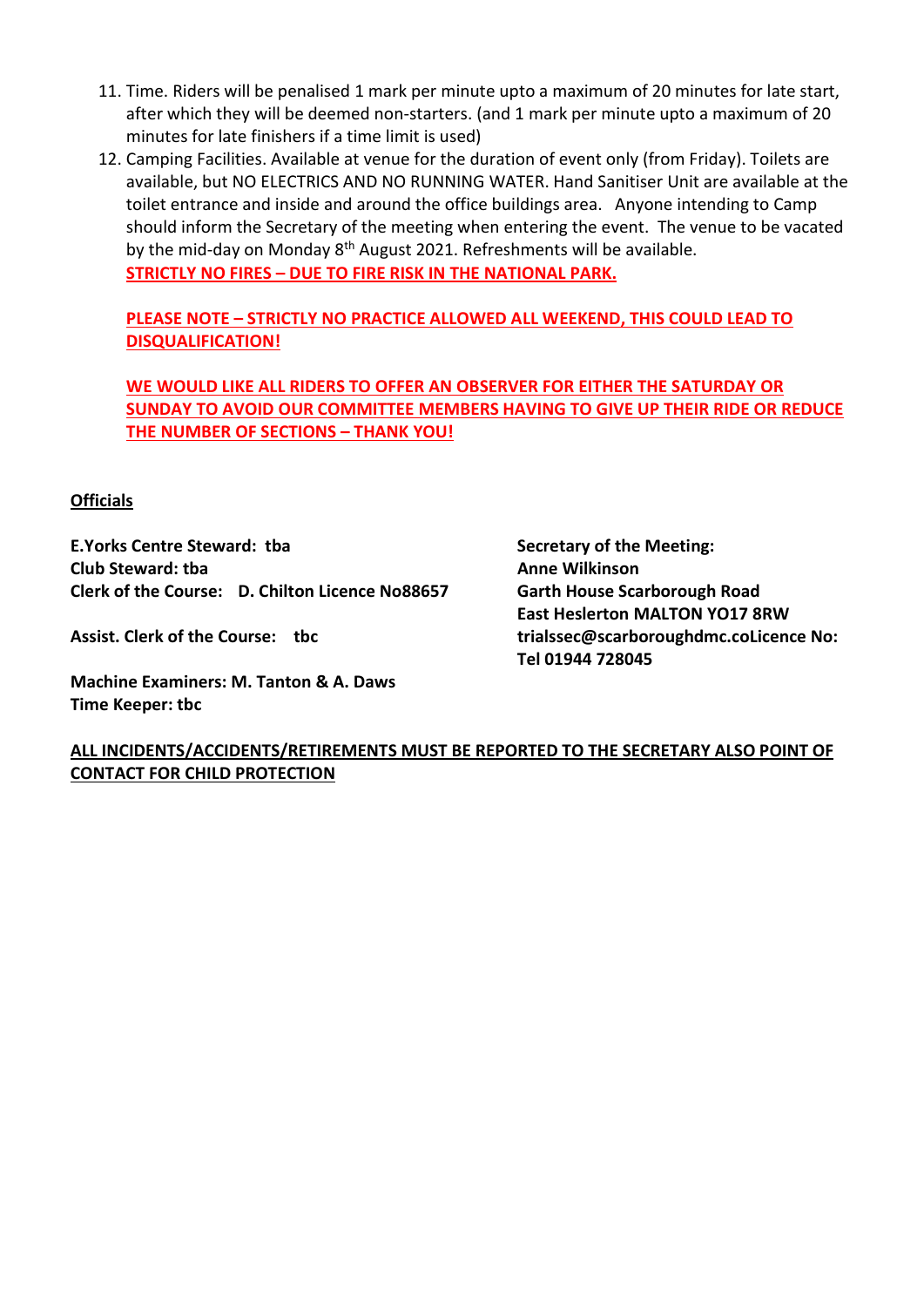11. Time. Riders will be penalised 1 mark per minute upto a maximum of 20 minutes for late start, after which they will be deemed non-starters. (and 1 mark per minute upto a maximum of 20 minutes for late finishers if a time limit is used)
12. Camping Facilities. Available at venue for the duration of event only (from Friday). Toilets are available, but NO ELECTRICS AND NO RUNNING WATER. Hand Sanitiser Unit are available at the toilet entrance and inside and around the office buildings area. Anyone intending to Camp should inform the Secretary of the meeting when entering the event. The venue to be vacated by the mid-day on Monday 8th August 2021. Refreshments will be available.
    **STRICTLY NO FIRES – DUE TO FIRE RISK IN THE NATIONAL PARK.**

    **PLEASE NOTE – STRICTLY NO PRACTICE ALLOWED ALL WEEKEND, THIS COULD LEAD TO DISQUALIFICATION!**

    **WE WOULD LIKE ALL RIDERS TO OFFER AN OBSERVER FOR EITHER THE SATURDAY OR SUNDAY TO AVOID OUR COMMITTEE MEMBERS HAVING TO GIVE UP THEIR RIDE OR REDUCE THE NUMBER OF SECTIONS – THANK YOU!**

**Officials**

**E.Yorks Centre Steward: tba**
**Club Steward: tba**
**Clerk of the Course: D. Chilton Licence No88657**

**Assist. Clerk of the Course: tbc**

**Machine Examiners: M. Tanton & A. Daws**
**Time Keeper: tbc**

**Secretary of the Meeting:**
**Anne Wilkinson**
**Garth House Scarborough Road**
**East Heslerton MALTON YO17 8RW**
**trialssec@scarboroughdmc.coLicence No:**
**Tel 01944 728045**

**ALL INCIDENTS/ACCIDENTS/RETIREMENTS MUST BE REPORTED TO THE SECRETARY ALSO POINT OF CONTACT FOR CHILD PROTECTION**